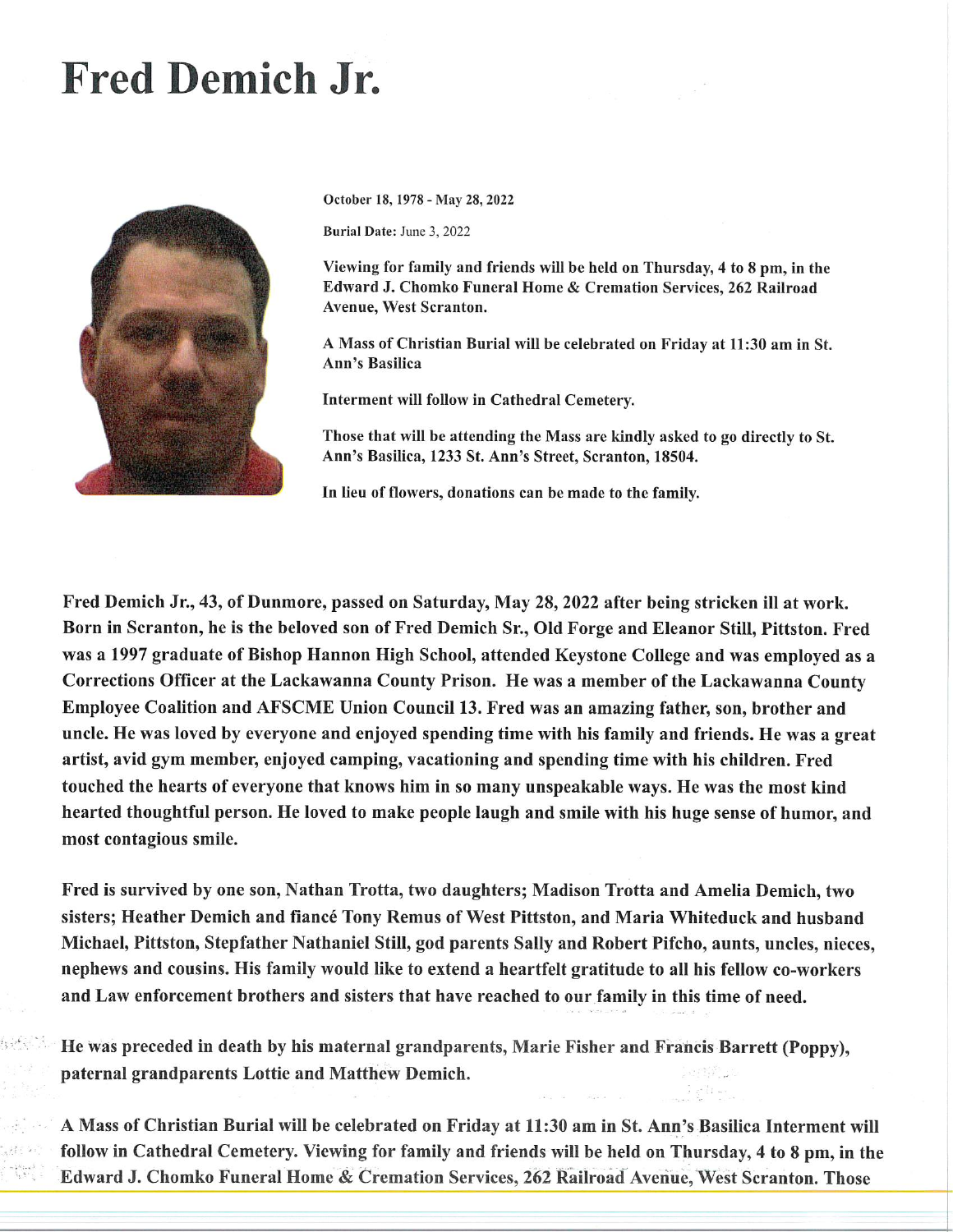# Fred Demich Jr.

**October 18, 1978 - May 28, 2022**

**Burial Date:** June 3, 2022

**Viewing for family and friends will be held on Thursday, 4 to 8 pm, in the Edward J. Chomko Funeral Home & Cremation Services, 262 Railroad Avenue, West Scranton.**

**A Mass of Christian Burial will be celebrated on Friday at 11:30 am in St. Ann's Basilica**

**Interment will follow in Cathedral Cemetery.**

**Those that will be attending the Mass are kindly asked to go directly to St. Ann's Basilica, 1233 St. Ann's Street, Scranton, 18504.**

**In lieu of flowers, donations can be made to the family.**

**Fred Demich Jr., 43, of Dunmore, passed on Saturday, May 28, 2022 after being stricken ill at work. Born in Scranton, he is the beloved son of Fred Demich Sr., Old Forge and Eleanor Still, Pittston. Fred was a 1997 graduate of Bishop Hannon High School, attended Keystone College and was employed as a Corrections Officer at the Lackawanna County Prison. He was a member of the Lackawanna County Employee Coalition and AFSCME Union Council 13. Fred was an amazing father, son, brother and uncle. He was loved by everyone and enjoyed spending time with his family and friends. He was a great artist, avid gym member, enjoyed camping, vacationing and spending time with his children. Fred touched the hearts of everyone that knows him in so many unspeakable ways. He was the most kind hearted thoughtful person. He loved to make people laugh and smile with his huge sense of humor, and most contagious smile.**

**Fred is survived by one son, Nathan Trotta, two daughters; Madison Trotta and Amelia Demich, two sisters; Heather Demich and fiancé Tony Remus of West Pittston, and Maria Whiteduck and husband Michael, Pittston, Stepfather Nathaniel Still, god parents Sally and Robert Pifcho, aunts, uncles, nieces, nephews and cousins. His family would like to extend a heartfelt gratitude to all his fellow co-workers and Law enforcement brothers and sisters that have reached to our family in this time of need.**

**He was preceded in death by his maternal grandparents, Marie Fisher and Francis Barrett (Poppy), paternal grandparents Lottie and Matthew Demich.**

**A Mass of Christian Burial will be celebrated on Friday at 11:30 am in St. Ann's Basilica Interment will follow in Cathedral Cemetery. Viewing for family and friends will be held on Thursday, 4 to 8 pm, in the Edward J. Chomko Funeral Home & Cremation Services, 262 Railroad Avenue, West Scranton. Those**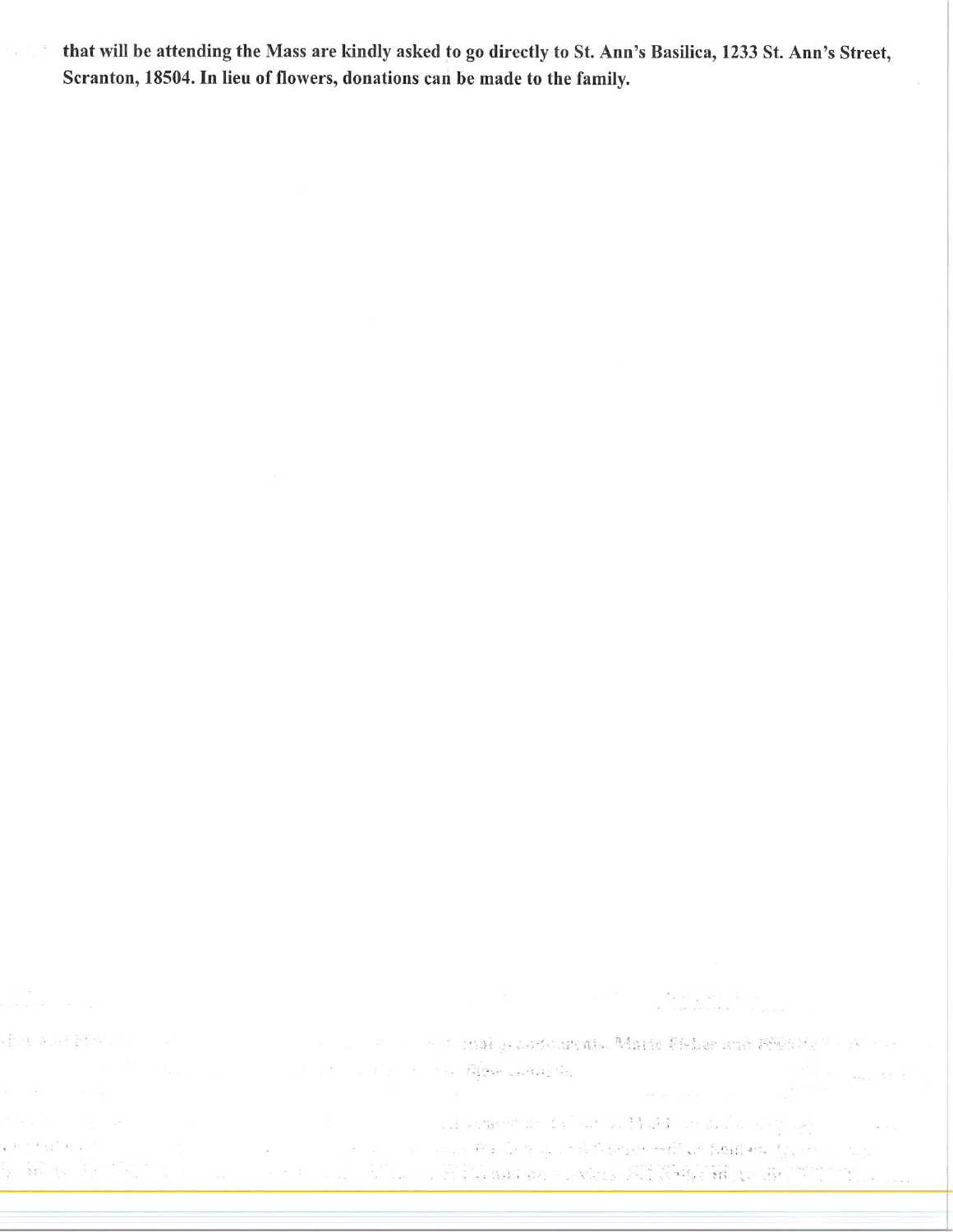**that will be attending the Mass are kindly asked to go directly to St. Ann's Basilica, 1233 St. Ann's Street, Scranton, 18504. In lieu of flowers, donations can be made to the family.**